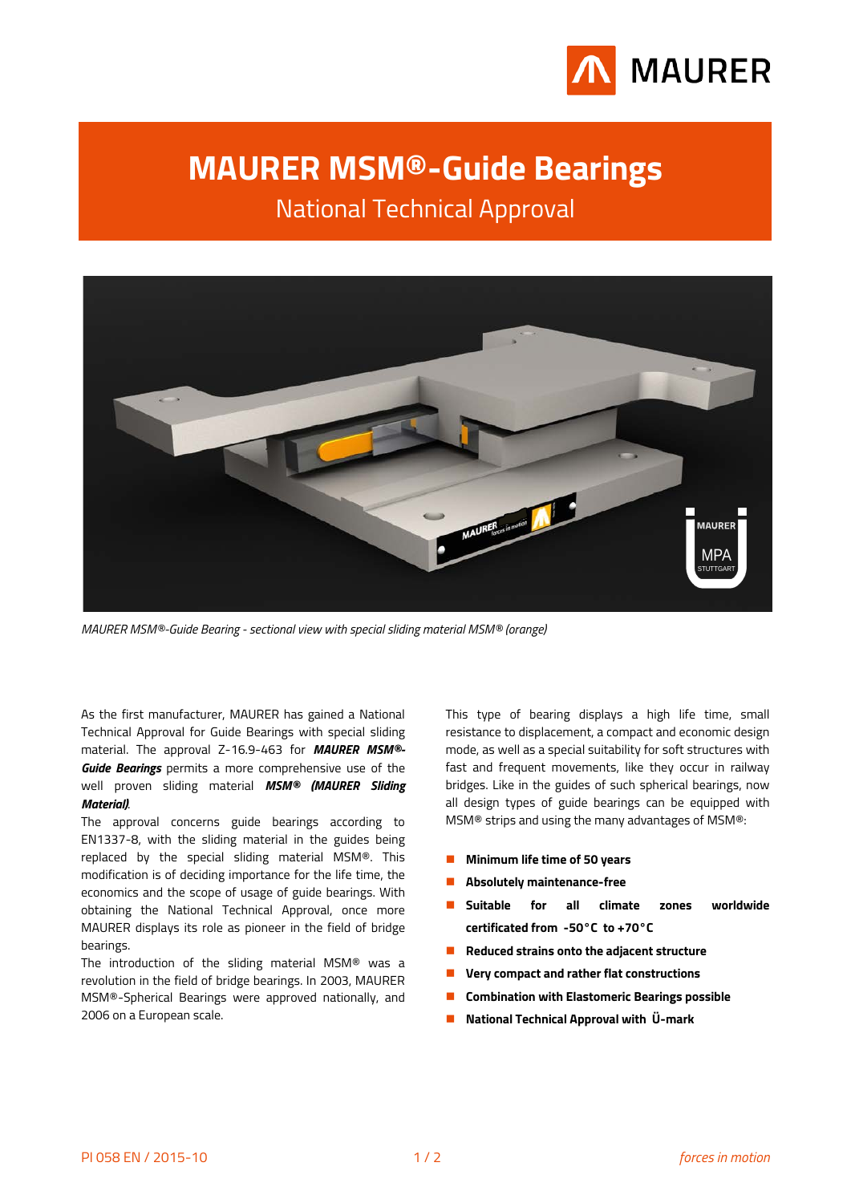# MAURER MSM®-Guide Bearings

## National Technical Approval

*MAURER MSM®-Guide Bearing - sectional view with special sliding material MSM® (orange)*

As the first manufacturer, MAURER has gained a National Technical Approval for Guide Bearings with special sliding material. The approval Z-16.9-463 for ***MAURER MSM®-Guide Bearings*** permits a more comprehensive use of the well proven sliding material ***MSM® (MAURER Sliding Material)***.

The approval concerns guide bearings according to EN1337-8, with the sliding material in the guides being replaced by the special sliding material MSM®. This modification is of deciding importance for the life time, the economics and the scope of usage of guide bearings. With obtaining the National Technical Approval, once more MAURER displays its role as pioneer in the field of bridge bearings.

The introduction of the sliding material MSM® was a revolution in the field of bridge bearings. In 2003, MAURER MSM®-Spherical Bearings were approved nationally, and 2006 on a European scale.

This type of bearing displays a high life time, small resistance to displacement, a compact and economic design mode, as well as a special suitability for soft structures with fast and frequent movements, like they occur in railway bridges. Like in the guides of such spherical bearings, now all design types of guide bearings can be equipped with MSM® strips and using the many advantages of MSM®:

- **Minimum life time of 50 years**
- **Absolutely maintenance-free**
- **Suitable for all climate zones worldwide certificated from -50°C to +70°C**
- **Reduced strains onto the adjacent structure**
- **Very compact and rather flat constructions**
- **Combination with Elastomeric Bearings possible**
- **National Technical Approval with Ü-mark**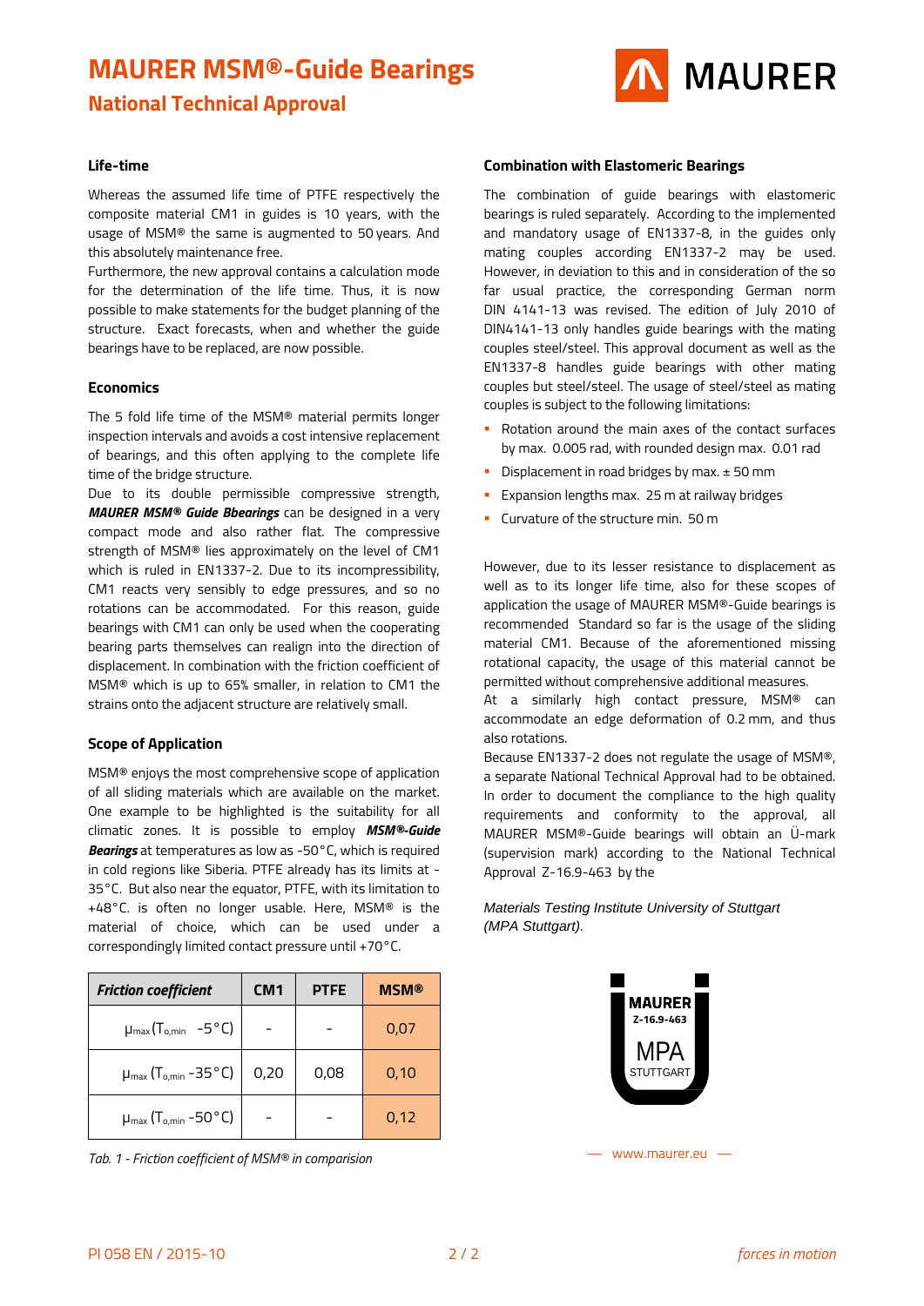# MAURER MSM®-Guide Bearings

## National Technical Approval

### Life-time

Whereas the assumed life time of PTFE respectively the composite material CM1 in guides is 10 years, with the usage of MSM® the same is augmented to 50 years. And this absolutely maintenance free.

Furthermore, the new approval contains a calculation mode for the determination of the life time. Thus, it is now possible to make statements for the budget planning of the structure. Exact forecasts, when and whether the guide bearings have to be replaced, are now possible.

### Economics

The 5 fold life time of the MSM® material permits longer inspection intervals and avoids a cost intensive replacement of bearings, and this often applying to the complete life time of the bridge structure.

Due to its double permissible compressive strength, ***MAURER MSM® Guide Bbearings*** can be designed in a very compact mode and also rather flat. The compressive strength of MSM® lies approximately on the level of CM1 which is ruled in EN1337-2. Due to its incompressibility, CM1 reacts very sensibly to edge pressures, and so no rotations can be accommodated. For this reason, guide bearings with CM1 can only be used when the cooperating bearing parts themselves can realign into the direction of displacement. In combination with the friction coefficient of MSM® which is up to 65% smaller, in relation to CM1 the strains onto the adjacent structure are relatively small.

### Scope of Application

MSM® enjoys the most comprehensive scope of application of all sliding materials which are available on the market. One example to be highlighted is the suitability for all climatic zones. It is possible to employ ***MSM®-Guide Bearings*** at temperatures as low as -50°C, which is required in cold regions like Siberia. PTFE already has its limits at -35°C. But also near the equator, PTFE, with its limitation to +48°C. is often no longer usable. Here, MSM® is the material of choice, which can be used under a correspondingly limited contact pressure until +70°C.

| *Friction coefficient* | CM1 | PTFE | MSM® |
|---|---|---|---|
| $\mu_{max}$ ($T_{o,min}$ -5°C) | - | - | 0,07 |
| $\mu_{max}$ ($T_{o,min}$ -35°C) | 0,20 | 0,08 | 0,10 |
| $\mu_{max}$ ($T_{o,min}$ -50°C) | - | - | 0,12 |

*Tab. 1 - Friction coefficient of MSM® in comparision*

### Combination with Elastomeric Bearings

The combination of guide bearings with elastomeric bearings is ruled separately. According to the implemented and mandatory usage of EN1337-8, in the guides only mating couples according EN1337-2 may be used. However, in deviation to this and in consideration of the so far usual practice, the corresponding German norm DIN 4141-13 was revised. The edition of July 2010 of DIN4141-13 only handles guide bearings with the mating couples steel/steel. This approval document as well as the EN1337-8 handles guide bearings with other mating couples but steel/steel. The usage of steel/steel as mating couples is subject to the following limitations:

- Rotation around the main axes of the contact surfaces by max. 0.005 rad, with rounded design max. 0.01 rad
- Displacement in road bridges by max. ± 50 mm
- Expansion lengths max. 25 m at railway bridges
- Curvature of the structure min. 50 m

However, due to its lesser resistance to displacement as well as to its longer life time, also for these scopes of application the usage of MAURER MSM®-Guide bearings is recommended Standard so far is the usage of the sliding material CM1. Because of the aforementioned missing rotational capacity, the usage of this material cannot be permitted without comprehensive additional measures.

At a similarly high contact pressure, MSM® can accommodate an edge deformation of 0.2 mm, and thus also rotations.

Because EN1337-2 does not regulate the usage of MSM®, a separate National Technical Approval had to be obtained. In order to document the compliance to the high quality requirements and conformity to the approval, all MAURER MSM®-Guide bearings will obtain an Ü-mark (supervision mark) according to the National Technical Approval Z-16.9-463 by the

*Materials Testing Institute University of Stuttgart (MPA Stuttgart).*

MAURER
Z-16.9-463
MPA
STUTTGART

— www.maurer.eu —

PI 058 EN / 2015-10

*forces in motion*